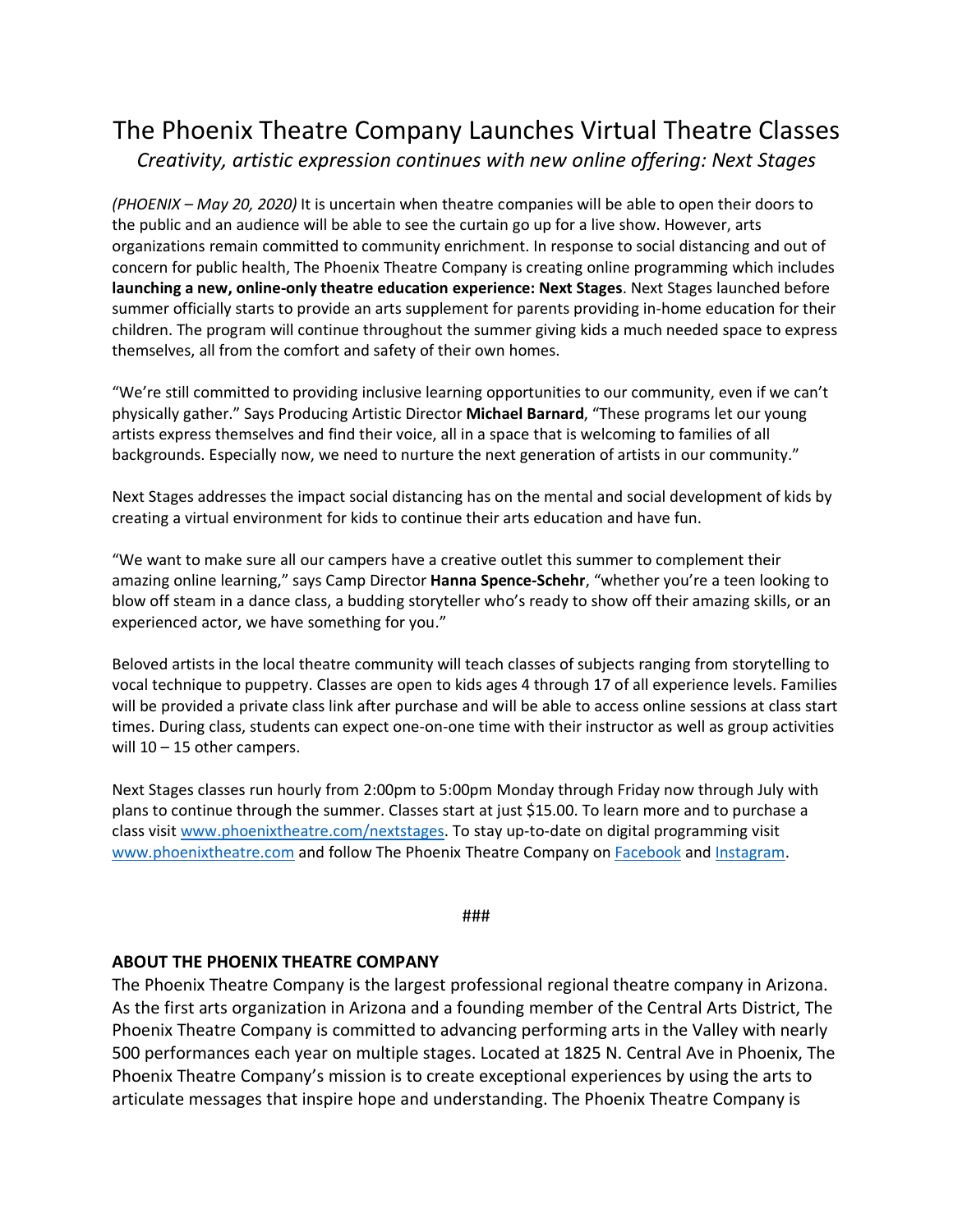# The Phoenix Theatre Company Launches Virtual Theatre Classes

*Creativity, artistic expression continues with new online offering: Next Stages*

*(PHOENIX – May 20, 2020)* It is uncertain when theatre companies will be able to open their doors to the public and an audience will be able to see the curtain go up for a live show. However, arts organizations remain committed to community enrichment. In response to social distancing and out of concern for public health, The Phoenix Theatre Company is creating online programming which includes **launching a new, online-only theatre education experience: Next Stages**. Next Stages launched before summer officially starts to provide an arts supplement for parents providing in-home education for their children. The program will continue throughout the summer giving kids a much needed space to express themselves, all from the comfort and safety of their own homes.

"We're still committed to providing inclusive learning opportunities to our community, even if we can't physically gather." Says Producing Artistic Director **Michael Barnard**, "These programs let our young artists express themselves and find their voice, all in a space that is welcoming to families of all backgrounds. Especially now, we need to nurture the next generation of artists in our community."

Next Stages addresses the impact social distancing has on the mental and social development of kids by creating a virtual environment for kids to continue their arts education and have fun.

"We want to make sure all our campers have a creative outlet this summer to complement their amazing online learning," says Camp Director **Hanna Spence-Schehr**, "whether you're a teen looking to blow off steam in a dance class, a budding storyteller who's ready to show off their amazing skills, or an experienced actor, we have something for you."

Beloved artists in the local theatre community will teach classes of subjects ranging from storytelling to vocal technique to puppetry. Classes are open to kids ages 4 through 17 of all experience levels. Families will be provided a private class link after purchase and will be able to access online sessions at class start times. During class, students can expect one-on-one time with their instructor as well as group activities will 10 – 15 other campers.

Next Stages classes run hourly from 2:00pm to 5:00pm Monday through Friday now through July with plans to continue through the summer. Classes start at just $15.00. To learn more and to purchase a class visit [www.phoenixtheatre.com/nextstages](www.phoenixtheatre.com/nextstages). To stay up-to-date on digital programming visit [www.phoenixtheatre.com](www.phoenixtheatre.com) and follow The Phoenix Theatre Company on Facebook and Instagram.

###

**ABOUT THE PHOENIX THEATRE COMPANY**

The Phoenix Theatre Company is the largest professional regional theatre company in Arizona. As the first arts organization in Arizona and a founding member of the Central Arts District, The Phoenix Theatre Company is committed to advancing performing arts in the Valley with nearly 500 performances each year on multiple stages. Located at 1825 N. Central Ave in Phoenix, The Phoenix Theatre Company's mission is to create exceptional experiences by using the arts to articulate messages that inspire hope and understanding. The Phoenix Theatre Company is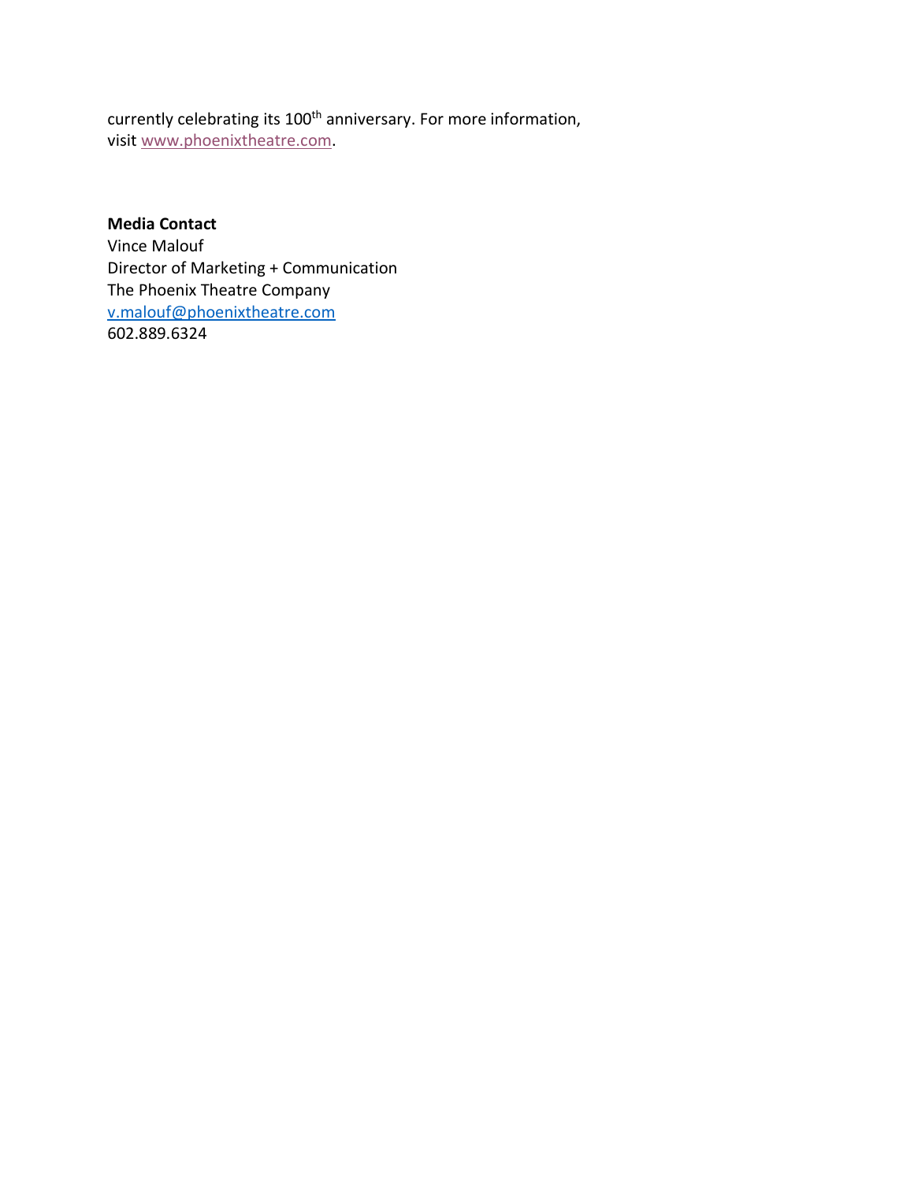currently celebrating its 100th anniversary. For more information, visit www.phoenixtheatre.com.

**Media Contact**
Vince Malouf
Director of Marketing + Communication
The Phoenix Theatre Company
v.malouf@phoenixtheatre.com
602.889.6324